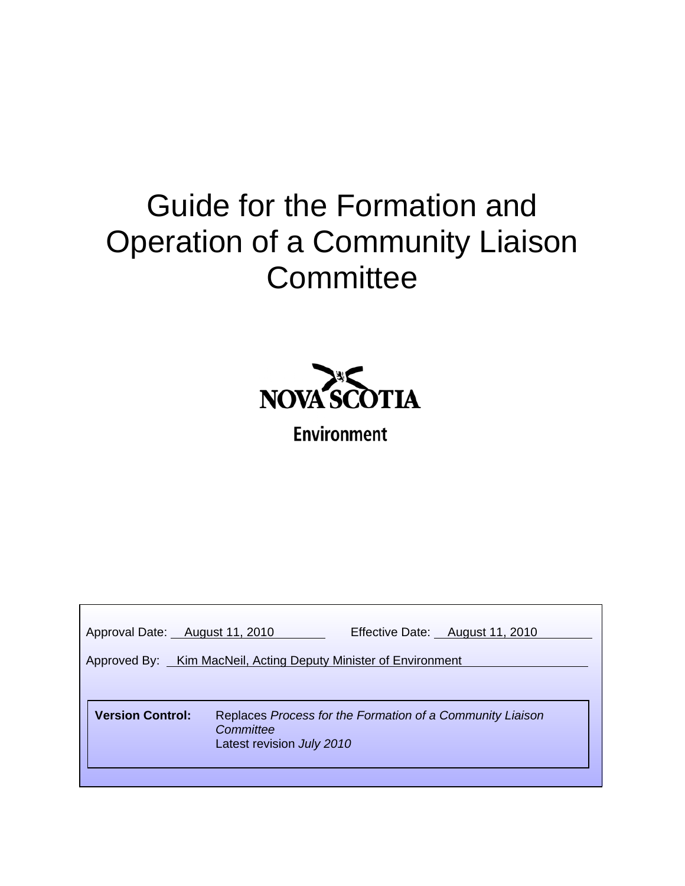# Guide for the Formation and Operation of a Community Liaison Committee

NOVA SCOTIA

Environment

Approval Date: August 11, 2010 Effective Date: August 11, 2010

Approved By: Kim MacNeil, Acting Deputy Minister of Environment

| **Version Control:** | Replaces *Process for the Formation of a Community Liaison Committee* Latest revision *July 2010* |
|---|---|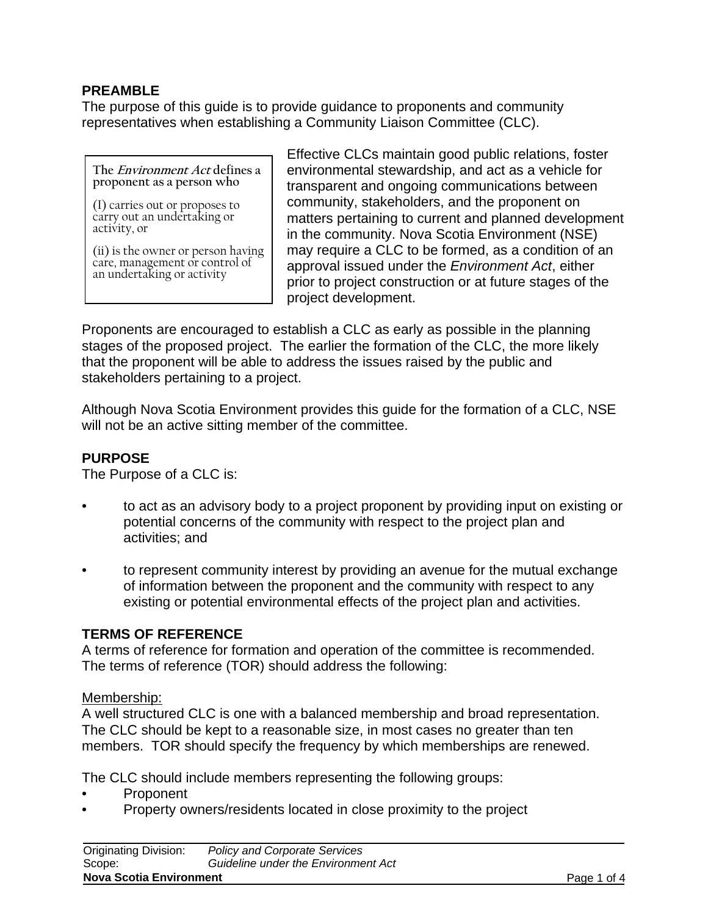## PREAMBLE

The purpose of this guide is to provide guidance to proponents and community representatives when establishing a Community Liaison Committee (CLC).

> The *Environment Act* defines a proponent as a person who
>
> (I) carries out or proposes to carry out an undertaking or activity, or
>
> (ii) is the owner or person having care, management or control of an undertaking or activity

Effective CLCs maintain good public relations, foster environmental stewardship, and act as a vehicle for transparent and ongoing communications between community, stakeholders, and the proponent on matters pertaining to current and planned development in the community. Nova Scotia Environment (NSE) may require a CLC to be formed, as a condition of an approval issued under the *Environment Act*, either prior to project construction or at future stages of the project development.

Proponents are encouraged to establish a CLC as early as possible in the planning stages of the proposed project. The earlier the formation of the CLC, the more likely that the proponent will be able to address the issues raised by the public and stakeholders pertaining to a project.

Although Nova Scotia Environment provides this guide for the formation of a CLC, NSE will not be an active sitting member of the committee.

## PURPOSE

The Purpose of a CLC is:

- to act as an advisory body to a project proponent by providing input on existing or potential concerns of the community with respect to the project plan and activities; and
- to represent community interest by providing an avenue for the mutual exchange of information between the proponent and the community with respect to any existing or potential environmental effects of the project plan and activities.

## TERMS OF REFERENCE

A terms of reference for formation and operation of the committee is recommended. The terms of reference (TOR) should address the following:

Membership:

A well structured CLC is one with a balanced membership and broad representation. The CLC should be kept to a reasonable size, in most cases no greater than ten members. TOR should specify the frequency by which memberships are renewed.

The CLC should include members representing the following groups:

- Proponent
- Property owners/residents located in close proximity to the project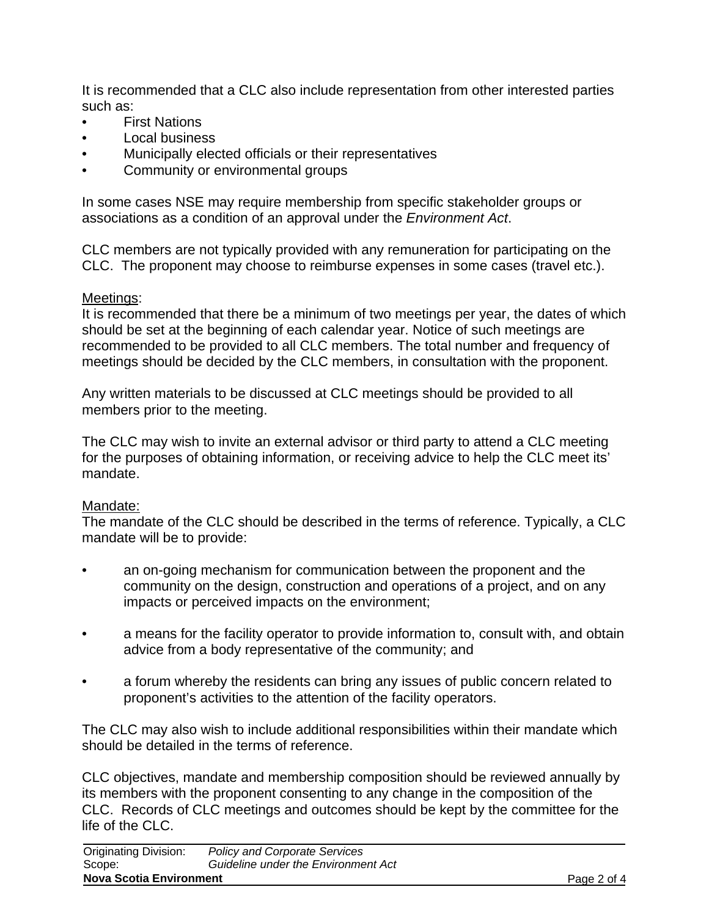It is recommended that a CLC also include representation from other interested parties such as:

- First Nations
- Local business
- Municipally elected officials or their representatives
- Community or environmental groups

In some cases NSE may require membership from specific stakeholder groups or associations as a condition of an approval under the *Environment Act*.

CLC members are not typically provided with any remuneration for participating on the CLC. The proponent may choose to reimburse expenses in some cases (travel etc.).

<u>Meetings</u>:
It is recommended that there be a minimum of two meetings per year, the dates of which should be set at the beginning of each calendar year. Notice of such meetings are recommended to be provided to all CLC members. The total number and frequency of meetings should be decided by the CLC members, in consultation with the proponent.

Any written materials to be discussed at CLC meetings should be provided to all members prior to the meeting.

The CLC may wish to invite an external advisor or third party to attend a CLC meeting for the purposes of obtaining information, or receiving advice to help the CLC meet its' mandate.

<u>Mandate:</u>
The mandate of the CLC should be described in the terms of reference. Typically, a CLC mandate will be to provide:

- an on-going mechanism for communication between the proponent and the community on the design, construction and operations of a project, and on any impacts or perceived impacts on the environment;

- a means for the facility operator to provide information to, consult with, and obtain advice from a body representative of the community; and

- a forum whereby the residents can bring any issues of public concern related to proponent's activities to the attention of the facility operators.

The CLC may also wish to include additional responsibilities within their mandate which should be detailed in the terms of reference.

CLC objectives, mandate and membership composition should be reviewed annually by its members with the proponent consenting to any change in the composition of the CLC. Records of CLC meetings and outcomes should be kept by the committee for the life of the CLC.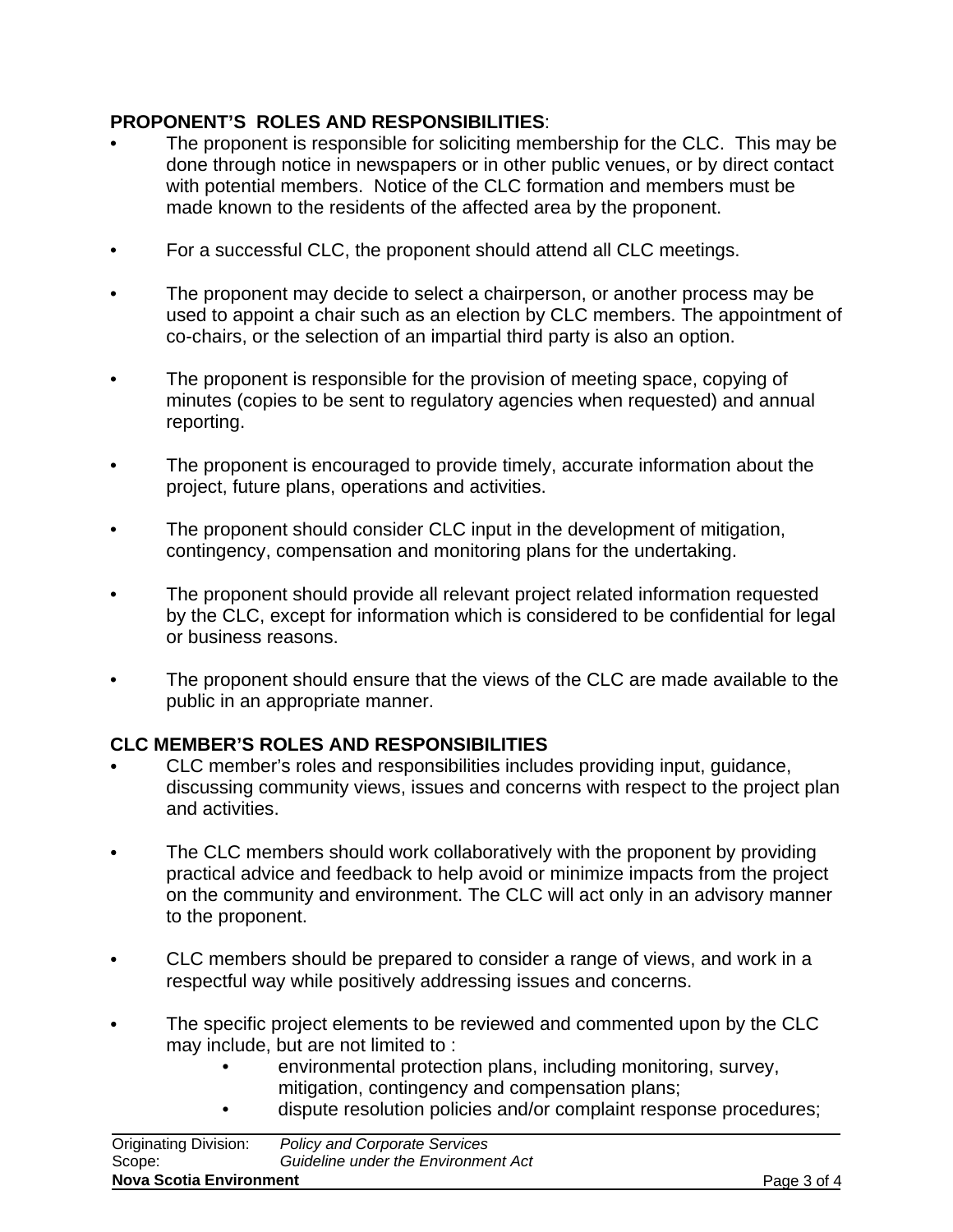**PROPONENT'S  ROLES AND RESPONSIBILITIES**:

- The proponent is responsible for soliciting membership for the CLC.  This may be done through notice in newspapers or in other public venues, or by direct contact with potential members.  Notice of the CLC formation and members must be made known to the residents of the affected area by the proponent.

- For a successful CLC, the proponent should attend all CLC meetings.

- The proponent may decide to select a chairperson, or another process may be used to appoint a chair such as an election by CLC members. The appointment of co-chairs, or the selection of an impartial third party is also an option.

- The proponent is responsible for the provision of meeting space, copying of minutes (copies to be sent to regulatory agencies when requested) and annual reporting.

- The proponent is encouraged to provide timely, accurate information about the project, future plans, operations and activities.

- The proponent should consider CLC input in the development of mitigation, contingency, compensation and monitoring plans for the undertaking.

- The proponent should provide all relevant project related information requested by the CLC, except for information which is considered to be confidential for legal or business reasons.

- The proponent should ensure that the views of the CLC are made available to the public in an appropriate manner.

**CLC MEMBER'S ROLES AND RESPONSIBILITIES**

- CLC member's roles and responsibilities includes providing input, guidance, discussing community views, issues and concerns with respect to the project plan and activities.

- The CLC members should work collaboratively with the proponent by providing practical advice and feedback to help avoid or minimize impacts from the project on the community and environment. The CLC will act only in an advisory manner to the proponent.

- CLC members should be prepared to consider a range of views, and work in a respectful way while positively addressing issues and concerns.

- The specific project elements to be reviewed and commented upon by the CLC may include, but are not limited to :
    - environmental protection plans, including monitoring, survey, mitigation, contingency and compensation plans;
    - dispute resolution policies and/or complaint response procedures;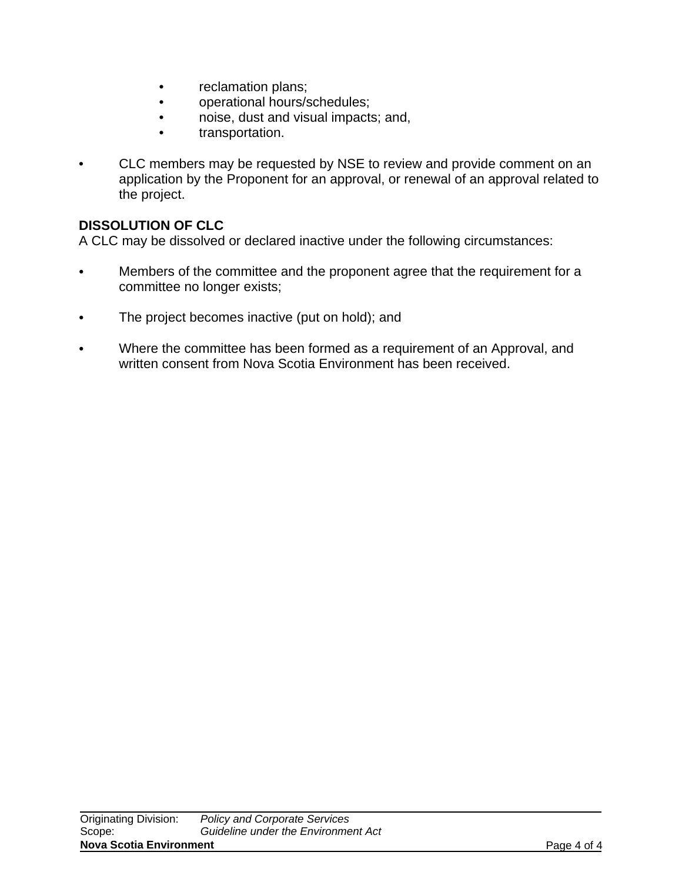- reclamation plans;
  - operational hours/schedules;
  - noise, dust and visual impacts; and,
  - transportation.

- CLC members may be requested by NSE to review and provide comment on an application by the Proponent for an approval, or renewal of an approval related to the project.

**DISSOLUTION OF CLC**

A CLC may be dissolved or declared inactive under the following circumstances:

- Members of the committee and the proponent agree that the requirement for a committee no longer exists;

- The project becomes inactive (put on hold); and

- Where the committee has been formed as a requirement of an Approval, and written consent from Nova Scotia Environment has been received.